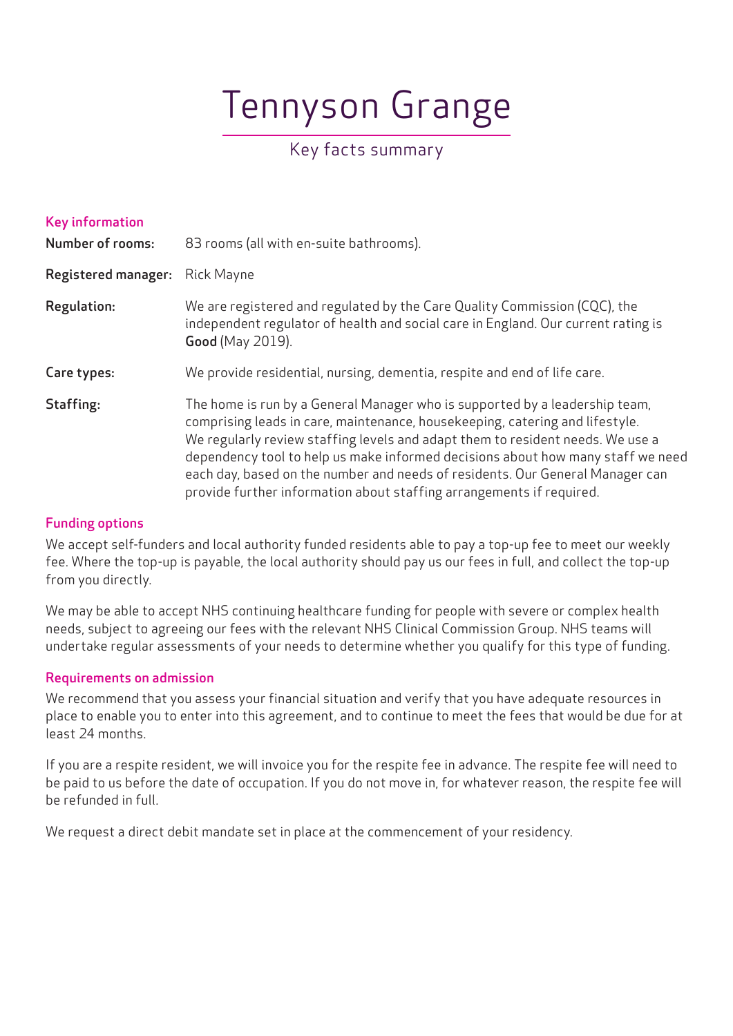# Tennyson Grange

## Key facts summary

### Key information

**Number of rooms:** 83 rooms (all with en-suite bathrooms).

**Registered manager:** Rick Mayne

**Regulation:** We are registered and regulated by the Care Quality Commission (CQC), the independent regulator of health and social care in England. Our current rating is **Good** (May 2019).

**Care types:** We provide residential, nursing, dementia, respite and end of life care.

**Staffing:** The home is run by a General Manager who is supported by a leadership team, comprising leads in care, maintenance, housekeeping, catering and lifestyle. We regularly review staffing levels and adapt them to resident needs. We use a dependency tool to help us make informed decisions about how many staff we need each day, based on the number and needs of residents. Our General Manager can provide further information about staffing arrangements if required.

### Funding options

We accept self-funders and local authority funded residents able to pay a top-up fee to meet our weekly fee. Where the top-up is payable, the local authority should pay us our fees in full, and collect the top-up from you directly.

We may be able to accept NHS continuing healthcare funding for people with severe or complex health needs, subject to agreeing our fees with the relevant NHS Clinical Commission Group. NHS teams will undertake regular assessments of your needs to determine whether you qualify for this type of funding.

### Requirements on admission

We recommend that you assess your financial situation and verify that you have adequate resources in place to enable you to enter into this agreement, and to continue to meet the fees that would be due for at least 24 months.

If you are a respite resident, we will invoice you for the respite fee in advance. The respite fee will need to be paid to us before the date of occupation. If you do not move in, for whatever reason, the respite fee will be refunded in full.

We request a direct debit mandate set in place at the commencement of your residency.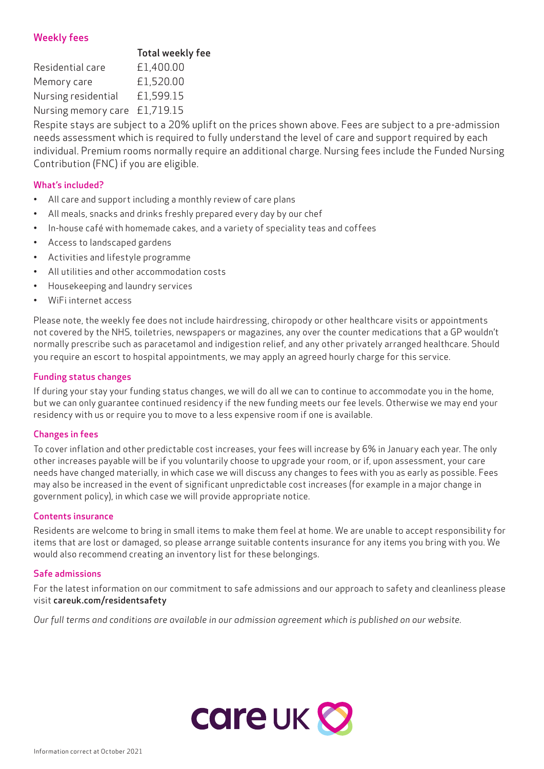## Weekly fees

| | Total weekly fee |
|---|---|
| Residential care | £1,400.00 |
| Memory care | £1,520.00 |
| Nursing residential | £1,599.15 |
| Nursing memory care | £1,719.15 |

Respite stays are subject to a 20% uplift on the prices shown above. Fees are subject to a pre-admission needs assessment which is required to fully understand the level of care and support required by each individual. Premium rooms normally require an additional charge. Nursing fees include the Funded Nursing Contribution (FNC) if you are eligible.

### What's included?

- All care and support including a monthly review of care plans
- All meals, snacks and drinks freshly prepared every day by our chef
- In-house café with homemade cakes, and a variety of speciality teas and coffees
- Access to landscaped gardens
- Activities and lifestyle programme
- All utilities and other accommodation costs
- Housekeeping and laundry services
- WiFi internet access

Please note, the weekly fee does not include hairdressing, chiropody or other healthcare visits or appointments not covered by the NHS, toiletries, newspapers or magazines, any over the counter medications that a GP wouldn't normally prescribe such as paracetamol and indigestion relief, and any other privately arranged healthcare. Should you require an escort to hospital appointments, we may apply an agreed hourly charge for this service.

### Funding status changes

If during your stay your funding status changes, we will do all we can to continue to accommodate you in the home, but we can only guarantee continued residency if the new funding meets our fee levels. Otherwise we may end your residency with us or require you to move to a less expensive room if one is available.

### Changes in fees

To cover inflation and other predictable cost increases, your fees will increase by 6% in January each year. The only other increases payable will be if you voluntarily choose to upgrade your room, or if, upon assessment, your care needs have changed materially, in which case we will discuss any changes to fees with you as early as possible. Fees may also be increased in the event of significant unpredictable cost increases (for example in a major change in government policy), in which case we will provide appropriate notice.

### Contents insurance

Residents are welcome to bring in small items to make them feel at home. We are unable to accept responsibility for items that are lost or damaged, so please arrange suitable contents insurance for any items you bring with you. We would also recommend creating an inventory list for these belongings.

### Safe admissions

For the latest information on our commitment to safe admissions and our approach to safety and cleanliness please visit **careuk.com/residentsafety**

*Our full terms and conditions are available in our admission agreement which is published on our website.*

care UK

Information correct at October 2021